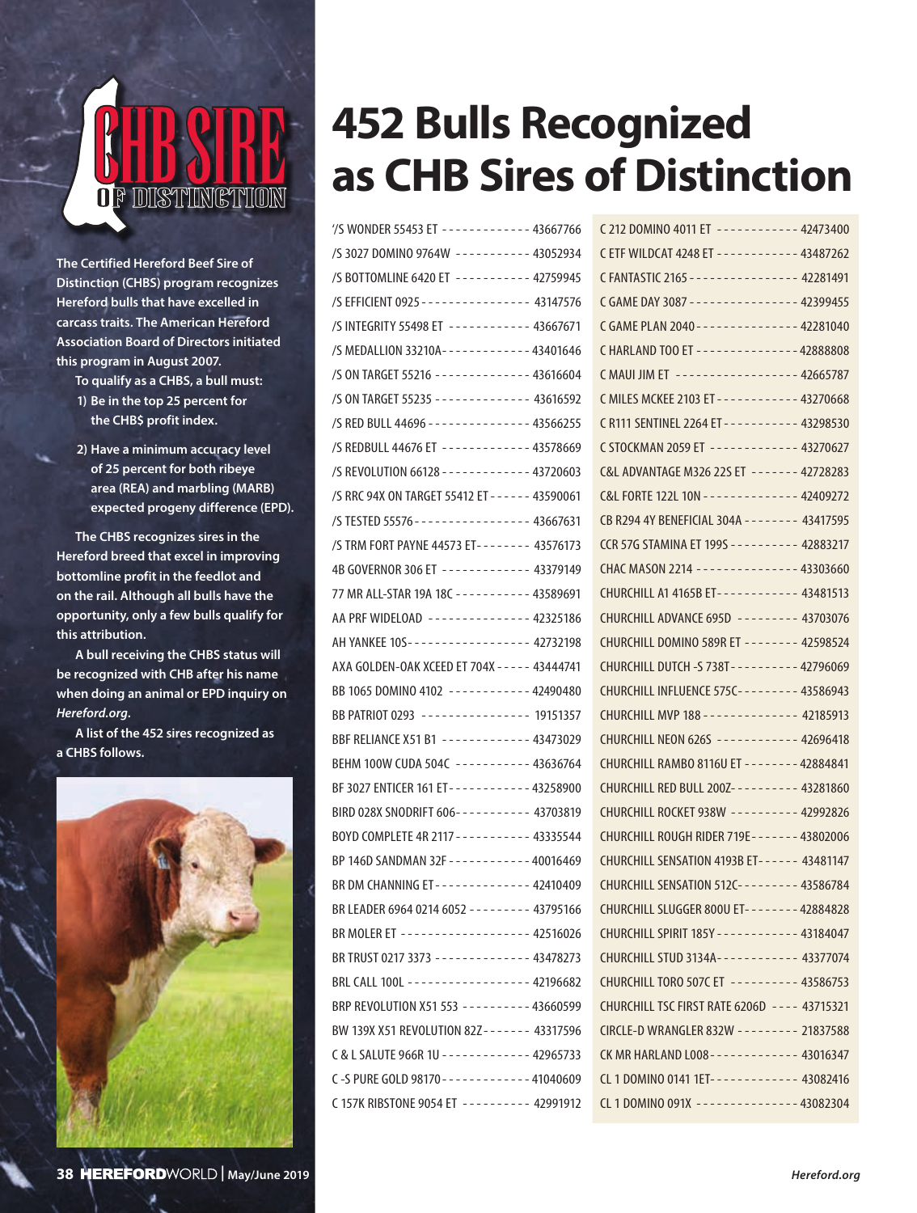# 452 Bulls Recognized as CHB Sires of Distinction

**CHB SIRE OF DISTINCTION**

**The Certified Hereford Beef Sire of Distinction (CHBS) program recognizes Hereford bulls that have excelled in carcass traits. The American Hereford Association Board of Directors initiated this program in August 2007.**

**To qualify as a CHBS, a bull must:**

1. **Be in the top 25 percent for the CHB$ profit index.**
2. **Have a minimum accuracy level of 25 percent for both ribeye area (REA) and marbling (MARB) expected progeny difference (EPD).**

**The CHBS recognizes sires in the Hereford breed that excel in improving bottomline profit in the feedlot and on the rail. Although all bulls have the opportunity, only a few bulls qualify for this attribution.**

**A bull receiving the CHBS status will be recognized with CHB after his name when doing an animal or EPD inquiry on *Hereford.org*.**

**A list of the 452 sires recognized as a CHBS follows.**

| Name | Registration |
|---|---|
| '/S WONDER 55453 ET | 43667766 |
| /S 3027 DOMINO 9764W | 43052934 |
| /S BOTTOMLINE 6420 ET | 42759945 |
| /S EFFICIENT 0925 | 43147576 |
| /S INTEGRITY 55498 ET | 43667671 |
| /S MEDALLION 33210A | 43401646 |
| /S ON TARGET 55216 | 43616604 |
| /S ON TARGET 55235 | 43616592 |
| /S RED BULL 44696 | 43566255 |
| /S REDBULL 44676 ET | 43578669 |
| /S REVOLUTION 66128 | 43720603 |
| /S RRC 94X ON TARGET 55412 ET | 43590061 |
| /S TESTED 55576 | 43667631 |
| /S TRM FORT PAYNE 44573 ET | 43576173 |
| 4B GOVERNOR 306 ET | 43379149 |
| 77 MR ALL-STAR 19A 18C | 43589691 |
| AA PRF WIDELOAD | 42325186 |
| AH YANKEE 10S | 42732198 |
| AXA GOLDEN-OAK XCEED ET 704X | 43444741 |
| BB 1065 DOMINO 4102 | 42490480 |
| BB PATRIOT 0293 | 19151357 |
| BBF RELIANCE X51 B1 | 43473029 |
| BEHM 100W CUDA 504C | 43636764 |
| BF 3027 ENTICER 161 ET | 43258900 |
| BIRD 028X SNODRIFT 606 | 43703819 |
| BOYD COMPLETE 4R 2117 | 43335544 |
| BP 146D SANDMAN 32F | 40016469 |
| BR DM CHANNING ET | 42410409 |
| BR LEADER 6964 0214 6052 | 43795166 |
| BR MOLER ET | 42516026 |
| BR TRUST 0217 3373 | 43478273 |
| BRL CALL 100L | 42196682 |
| BRP REVOLUTION X51 553 | 43660599 |
| BW 139X X51 REVOLUTION 82Z | 43317596 |
| C & L SALUTE 966R 1U | 42965733 |
| C -S PURE GOLD 98170 | 41040609 |
| C 157K RIBSTONE 9054 ET | 42991912 |
| C 212 DOMINO 4011 ET | 42473400 |
| C ETF WILDCAT 4248 ET | 43487262 |
| C FANTASTIC 2165 | 42281491 |
| C GAME DAY 3087 | 42399455 |
| C GAME PLAN 2040 | 42281040 |
| C HARLAND TOO ET | 42888808 |
| C MAUI JIM ET | 42665787 |
| C MILES MCKEE 2103 ET | 43270668 |
| C R111 SENTINEL 2264 ET | 43298530 |
| C STOCKMAN 2059 ET | 43270627 |
| C&L ADVANTAGE M326 22S ET | 42728283 |
| C&L FORTE 122L 10N | 42409272 |
| CB R294 4Y BENEFICIAL 304A | 43417595 |
| CCR 57G STAMINA ET 199S | 42883217 |
| CHAC MASON 2214 | 43303660 |
| CHURCHILL A1 4165B ET | 43481513 |
| CHURCHILL ADVANCE 695D | 43703076 |
| CHURCHILL DOMINO 589R ET | 42598524 |
| CHURCHILL DUTCH -S 738T | 42796069 |
| CHURCHILL INFLUENCE 575C | 43586943 |
| CHURCHILL MVP 188 | 42185913 |
| CHURCHILL NEON 626S | 42696418 |
| CHURCHILL RAMBO 8116U ET | 42884841 |
| CHURCHILL RED BULL 200Z | 43281860 |
| CHURCHILL ROCKET 938W | 42992826 |
| CHURCHILL ROUGH RIDER 719E | 43802006 |
| CHURCHILL SENSATION 4193B ET | 43481147 |
| CHURCHILL SENSATION 512C | 43586784 |
| CHURCHILL SLUGGER 800U ET | 42884828 |
| CHURCHILL SPIRIT 185Y | 43184047 |
| CHURCHILL STUD 3134A | 43377074 |
| CHURCHILL TORO 507C ET | 43586753 |
| CHURCHILL TSC FIRST RATE 6206D | 43715321 |
| CIRCLE-D WRANGLER 832W | 21837588 |
| CK MR HARLAND L008 | 43016347 |
| CL 1 DOMINO 0141 1ET | 43082416 |
| CL 1 DOMINO 091X | 43082304 |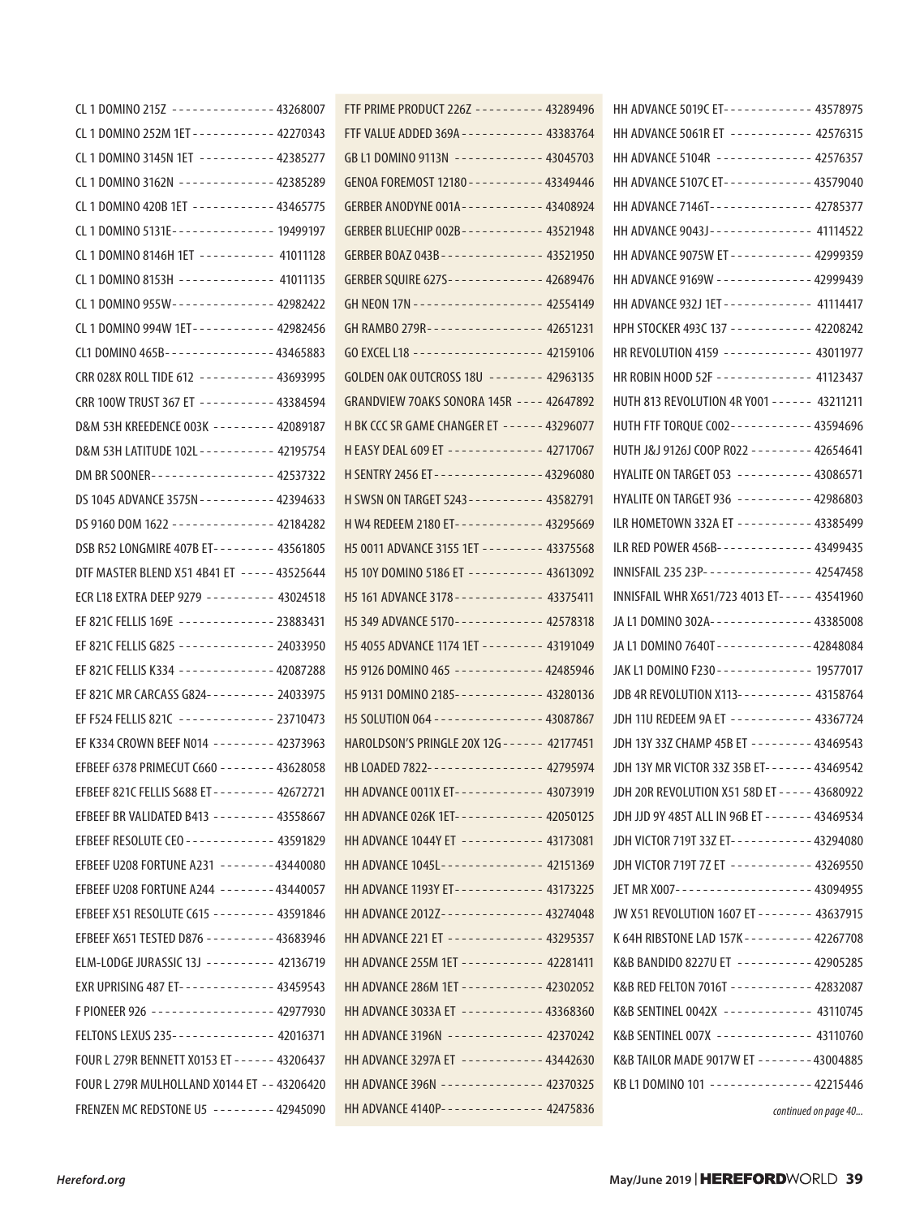CL 1 DOMINO 215Z -------------- 43268007
CL 1 DOMINO 252M 1ET ----------- 42270343
CL 1 DOMINO 3145N 1ET ---------- 42385277
CL 1 DOMINO 3162N ------------- 42385289
CL 1 DOMINO 420B 1ET ----------- 43465775
CL 1 DOMINO 5131E-------------- 19499197
CL 1 DOMINO 8146H 1ET ---------- 41011128
CL 1 DOMINO 8153H ------------- 41011135
CL 1 DOMINO 955W-------------- 42982422
CL 1 DOMINO 994W 1ET----------- 42982456
CL1 DOMINO 465B--------------- 43465883
CRR 028X ROLL TIDE 612 ---------- 43693995
CRR 100W TRUST 367 ET ---------- 43384594
D&M 53H KREEDENCE 003K --------- 42089187
D&M 53H LATITUDE 102L----------- 42195754
DM BR SOONER----------------- 42537322
DS 1045 ADVANCE 3575N----------- 42394633
DS 9160 DOM 1622 -------------- 42184282
DSB R52 LONGMIRE 407B ET--------- 43561805
DTF MASTER BLEND X51 4B41 ET ----- 43525644
ECR L18 EXTRA DEEP 9279 --------- 43024518
EF 821C FELLIS 169E ------------- 23883431
EF 821C FELLIS G825 ------------- 24033950
EF 821C FELLIS K334 ------------- 42087288
EF 821C MR CARCASS G824---------- 24033975
EF F524 FELLIS 821C ------------- 23710473
EF K334 CROWN BEEF N014 --------- 42373963
EFBEEF 6378 PRIMECUT C660 -------- 43628058
EFBEEF 821C FELLIS S688 ET --------- 42672721
EFBEEF BR VALIDATED B413 --------- 43558667
EFBEEF RESOLUTE CEO ------------ 43591829
EFBEEF U208 FORTUNE A231 --------43440080
EFBEEF U208 FORTUNE A244 --------43440057
EFBEEF X51 RESOLUTE C615 --------- 43591846
EFBEEF X651 TESTED D876 ---------- 43683946
ELM-LODGE JURASSIC 13J ---------- 42136719
EXR UPRISING 487 ET------------- 43459543
F PIONEER 926 ----------------- 42977930
FELTONS LEXUS 235-------------- 42016371
FOUR L 279R BENNETT X0153 ET ------ 43206437
FOUR L 279R MULHOLLAND X0144 ET -- 43206420
FRENZEN MC REDSTONE U5 --------- 42945090
FTF PRIME PRODUCT 226Z ---------- 43289496
FTF VALUE ADDED 369A ------------ 43383764
GB L1 DOMINO 9113N ------------- 43045703
GENOA FOREMOST 12180----------- 43349446
GERBER ANODYNE 001A------------ 43408924
GERBER BLUECHIP 002B------------ 43521948
GERBER BOAZ 043B--------------- 43521950
GERBER SQUIRE 627S-------------- 42689476
GH NEON 17N ------------------ 42554149
GH RAMBO 279R----------------- 42651231
GO EXCEL L18 ------------------ 42159106
GOLDEN OAK OUTCROSS 18U -------- 42963135
GRANDVIEW 7OAKS SONORA 145R ---- 42647892
H BK CCC SR GAME CHANGER ET ------ 43296077
H EASY DEAL 609 ET ------------- 42717067
H SENTRY 2456 ET--------------- 43296080
H SWSN ON TARGET 5243----------- 43582791
H W4 REDEEM 2180 ET------------- 43295669
H5 0011 ADVANCE 3155 1ET --------- 43375568
H5 10Y DOMINO 5186 ET ---------- 43613092
H5 161 ADVANCE 3178------------- 43375411
H5 349 ADVANCE 5170------------- 42578318
H5 4055 ADVANCE 1174 1ET --------- 43191049
H5 9126 DOMINO 465 ------------ 42485946
H5 9131 DOMINO 2185------------ 43280136
H5 SOLUTION 064 --------------- 43087867
HAROLDSON'S PRINGLE 20X 12G------ 42177451
HB LOADED 7822---------------- 42795974
HH ADVANCE 0011X ET------------ 43073919
HH ADVANCE 026K 1ET------------ 42050125
HH ADVANCE 1044Y ET ----------- 43173081
HH ADVANCE 1045L-------------- 42151369
HH ADVANCE 1193Y ET------------ 43173225
HH ADVANCE 2012Z--------------- 43274048
HH ADVANCE 221 ET ------------- 43295357
HH ADVANCE 255M 1ET ------------ 42281411
HH ADVANCE 286M 1ET ------------ 42302052
HH ADVANCE 3033A ET ------------ 43368360
HH ADVANCE 3196N -------------- 42370242
HH ADVANCE 3297A ET ------------ 43442630
HH ADVANCE 396N --------------- 42370325
HH ADVANCE 4140P--------------- 42475836
HH ADVANCE 5019C ET------------- 43578975
HH ADVANCE 5061R ET ------------ 42576315
HH ADVANCE 5104R -------------- 42576357
HH ADVANCE 5107C ET------------- 43579040
HH ADVANCE 7146T--------------- 42785377
HH ADVANCE 9043J--------------- 41114522
HH ADVANCE 9075W ET ------------ 42999359
HH ADVANCE 9169W -------------- 42999439
HH ADVANCE 932J 1ET ------------- 41114417
HPH STOCKER 493C 137 ------------ 42208242
HR REVOLUTION 4159 ------------- 43011977
HR ROBIN HOOD 52F -------------- 41123437
HUTH 813 REVOLUTION 4R Y001 ------ 43211211
HUTH FTF TORQUE C002------------ 43594696
HUTH J&J 9126J COOP R022 --------- 42654641
HYALITE ON TARGET 053 ----------- 43086571
HYALITE ON TARGET 936 ----------- 42986803
ILR HOMETOWN 332A ET ----------- 43385499
ILR RED POWER 456B-------------- 43499435
INNISFAIL 235 23P--------------- 42547458
INNISFAIL WHR X651/723 4013 ET----- 43541960
JA L1 DOMINO 302A--------------- 43385008
JA L1 DOMINO 7640T -------------42848084
JAK L1 DOMINO F230 ------------- 19577017
JDB 4R REVOLUTION X113----------- 43158764
JDH 11U REDEEM 9A ET ------------ 43367724
JDH 13Y 33Z CHAMP 45B ET --------- 43469543
JDH 13Y MR VICTOR 33Z 35B ET------- 43469542
JDH 20R REVOLUTION X51 58D ET ----- 43680922
JDH JJD 9Y 485T ALL IN 96B ET ------- 43469534
JDH VICTOR 719T 33Z ET------------ 43294080
JDH VICTOR 719T 7Z ET ------------ 43269550
JET MR X007------------------- 43094955
JW X51 REVOLUTION 1607 ET -------- 43637915
K 64H RIBSTONE LAD 157K---------- 42267708
K&B BANDIDO 8227U ET ----------- 42905285
K&B RED FELTON 7016T ------------ 42832087
K&B SENTINEL 0042X ------------- 43110745
K&B SENTINEL 007X -------------- 43110760
K&B TAILOR MADE 9017W ET --------43004885
KB L1 DOMINO 101 -------------- 42215446

*continued on page 40...*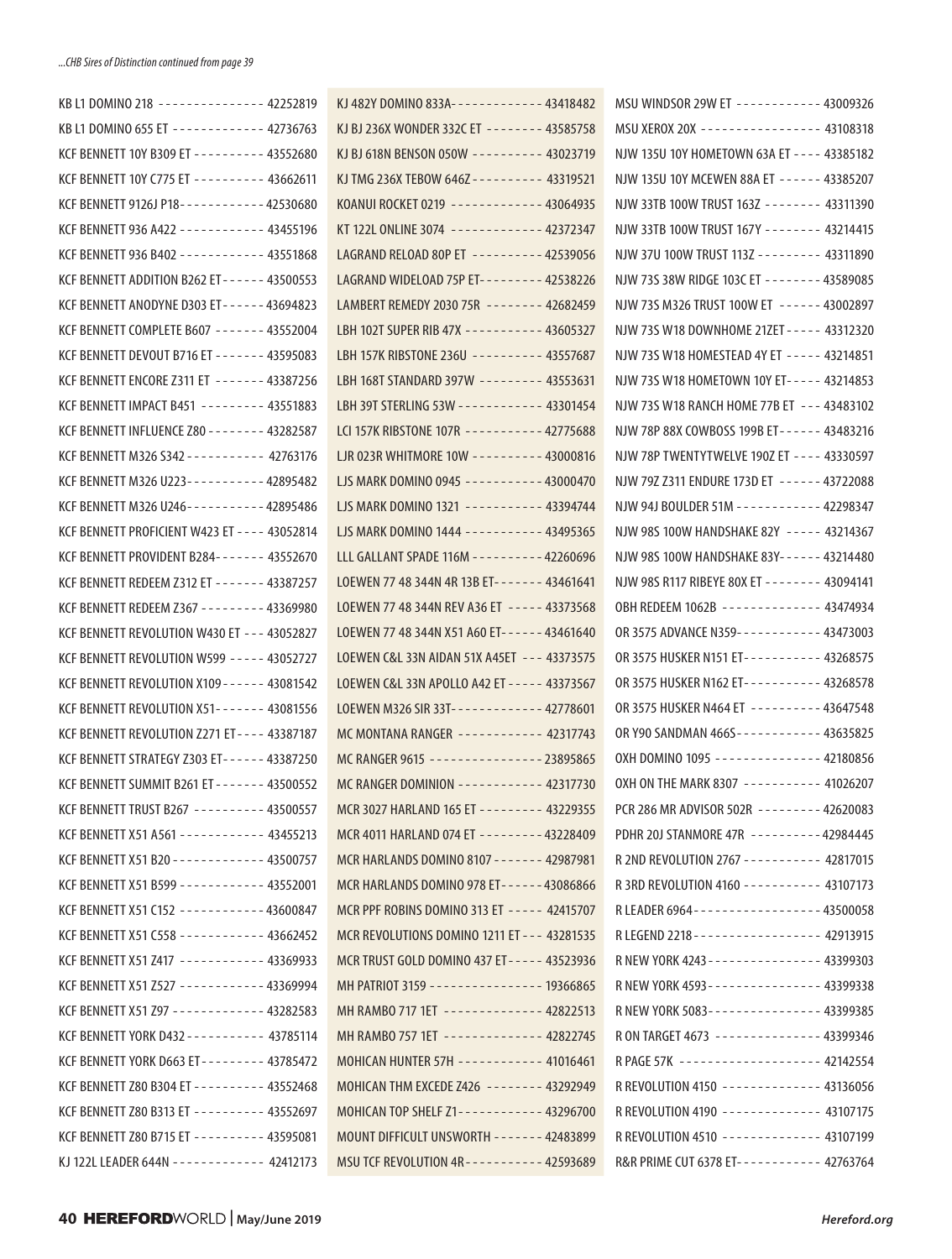*...CHB Sires of Distinction continued from page 39*

KB L1 DOMINO 218 -------------- 42252819
KB L1 DOMINO 655 ET ------------ 42736763
KCF BENNETT 10Y B309 ET ---------- 43552680
KCF BENNETT 10Y C775 ET ---------- 43662611
KCF BENNETT 9126J P18------------ 42530680
KCF BENNETT 936 A422 ------------ 43455196
KCF BENNETT 936 B402 ------------ 43551868
KCF BENNETT ADDITION B262 ET------ 43500553
KCF BENNETT ANODYNE D303 ET------ 43694823
KCF BENNETT COMPLETE B607 ------- 43552004
KCF BENNETT DEVOUT B716 ET ------- 43595083
KCF BENNETT ENCORE Z311 ET ------- 43387256
KCF BENNETT IMPACT B451 --------- 43551883
KCF BENNETT INFLUENCE Z80 -------- 43282587
KCF BENNETT M326 S342 ----------- 42763176
KCF BENNETT M326 U223----------- 42895482
KCF BENNETT M326 U246----------- 42895486
KCF BENNETT PROFICIENT W423 ET ---- 43052814
KCF BENNETT PROVIDENT B284------- 43552670
KCF BENNETT REDEEM Z312 ET ------- 43387257
KCF BENNETT REDEEM Z367 --------- 43369980
KCF BENNETT REVOLUTION W430 ET --- 43052827
KCF BENNETT REVOLUTION W599 ----- 43052727
KCF BENNETT REVOLUTION X109------ 43081542
KCF BENNETT REVOLUTION X51------- 43081556
KCF BENNETT REVOLUTION Z271 ET---- 43387187
KCF BENNETT STRATEGY Z303 ET------ 43387250
KCF BENNETT SUMMIT B261 ET ------- 43500552
KCF BENNETT TRUST B267 ---------- 43500557
KCF BENNETT X51 A561 ------------ 43455213
KCF BENNETT X51 B20 ------------- 43500757
KCF BENNETT X51 B599 ------------ 43552001
KCF BENNETT X51 C152 ------------ 43600847
KCF BENNETT X51 C558 ------------ 43662452
KCF BENNETT X51 Z417 ------------ 43369933
KCF BENNETT X51 Z527 ------------ 43369994
KCF BENNETT X51 Z97 ------------- 43282583
KCF BENNETT YORK D432 ----------- 43785114
KCF BENNETT YORK D663 ET--------- 43785472
KCF BENNETT Z80 B304 ET ---------- 43552468
KCF BENNETT Z80 B313 ET ---------- 43552697
KCF BENNETT Z80 B715 ET ---------- 43595081
KJ 122L LEADER 644N ------------- 42412173
KJ 482Y DOMINO 833A------------- 43418482
KJ BJ 236X WONDER 332C ET -------- 43585758
KJ BJ 618N BENSON 050W ---------- 43023719
KJ TMG 236X TEBOW 646Z---------- 43319521
KOANUI ROCKET 0219 ------------ 43064935
KT 122L ONLINE 3074 ------------ 42372347
LAGRAND RELOAD 80P ET ---------- 42539056
LAGRAND WIDELOAD 75P ET--------- 42538226
LAMBERT REMEDY 2030 75R -------- 42682459
LBH 102T SUPER RIB 47X ----------- 43605327
LBH 157K RIBSTONE 236U ---------- 43557687
LBH 168T STANDARD 397W --------- 43553631
LBH 39T STERLING 53W ------------ 43301454
LCI 157K RIBSTONE 107R ----------- 42775688
LJR 023R WHITMORE 10W ---------- 43000816
LJS MARK DOMINO 0945 ----------- 43000470
LJS MARK DOMINO 1321 ----------- 43394744
LJS MARK DOMINO 1444 ----------- 43495365
LLL GALLANT SPADE 116M ---------- 42260696
LOEWEN 77 48 344N 4R 13B ET------- 43461641
LOEWEN 77 48 344N REV A36 ET ----- 43373568
LOEWEN 77 48 344N X51 A60 ET------ 43461640
LOEWEN C&L 33N AIDAN 51X A45ET --- 43373575
LOEWEN C&L 33N APOLLO A42 ET ----- 43373567
LOEWEN M326 SIR 33T------------- 42778601
MC MONTANA RANGER ----------- 42317743
MC RANGER 9615 ---------------- 23895865
MC RANGER DOMINION ----------- 42317730
MCR 3027 HARLAND 165 ET --------- 43229355
MCR 4011 HARLAND 074 ET --------- 43228409
MCR HARLANDS DOMINO 8107 ------- 42987981
MCR HARLANDS DOMINO 978 ET------ 43086866
MCR PPF ROBINS DOMINO 313 ET ----- 42415707
MCR REVOLUTIONS DOMINO 1211 ET --- 43281535
MCR TRUST GOLD DOMINO 437 ET----- 43523936
MH PATRIOT 3159 ---------------- 19366865
MH RAMBO 717 1ET ------------- 42822513
MH RAMBO 757 1ET ------------- 42822745
MOHICAN HUNTER 57H ------------ 41016461
MOHICAN THM EXCEDE Z426 -------- 43292949
MOHICAN TOP SHELF Z1------------ 43296700
MOUNT DIFFICULT UNSWORTH ------- 42483899
MSU TCF REVOLUTION 4R----------- 42593689
MSU WINDSOR 29W ET ------------ 43009326
MSU XEROX 20X ---------------- 43108318
NJW 135U 10Y HOMETOWN 63A ET ---- 43385182
NJW 135U 10Y MCEWEN 88A ET ------ 43385207
NJW 33TB 100W TRUST 163Z -------- 43311390
NJW 33TB 100W TRUST 167Y -------- 43214415
NJW 37U 100W TRUST 113Z --------- 43311890
NJW 73S 38W RIDGE 103C ET -------- 43589085
NJW 73S M326 TRUST 100W ET ------ 43002897
NJW 73S W18 DOWNHOME 21ZET----- 43312320
NJW 73S W18 HOMESTEAD 4Y ET ----- 43214851
NJW 73S W18 HOMETOWN 10Y ET----- 43214853
NJW 73S W18 RANCH HOME 77B ET --- 43483102
NJW 78P 88X COWBOSS 199B ET------ 43483216
NJW 78P TWENTYTWELVE 190Z ET ---- 43330597
NJW 79Z Z311 ENDURE 173D ET ------ 43722088
NJW 94J BOULDER 51M ------------ 42298347
NJW 98S 100W HANDSHAKE 82Y ----- 43214367
NJW 98S 100W HANDSHAKE 83Y------ 43214480
NJW 98S R117 RIBEYE 80X ET -------- 43094141
OBH REDEEM 1062B ------------- 43474934
OR 3575 ADVANCE N359------------ 43473003
OR 3575 HUSKER N151 ET----------- 43268575
OR 3575 HUSKER N162 ET----------- 43268578
OR 3575 HUSKER N464 ET ---------- 43647548
OR Y90 SANDMAN 466S------------ 43635825
OXH DOMINO 1095 -------------- 42180856
OXH ON THE MARK 8307 ----------- 41026207
PCR 286 MR ADVISOR 502R --------- 42620083
PDHR 20J STANMORE 47R ---------- 42984445
R 2ND REVOLUTION 2767 ----------- 42817015
R 3RD REVOLUTION 4160 ----------- 43107173
R LEADER 6964------------------ 43500058
R LEGEND 2218------------------ 42913915
R NEW YORK 4243---------------- 43399303
R NEW YORK 4593---------------- 43399338
R NEW YORK 5083---------------- 43399385
R ON TARGET 4673 -------------- 43399346
R PAGE 57K -------------------- 42142554
R REVOLUTION 4150 ------------- 43136056
R REVOLUTION 4190 ------------- 43107175
R REVOLUTION 4510 ------------- 43107199
R&R PRIME CUT 6378 ET------------ 42763764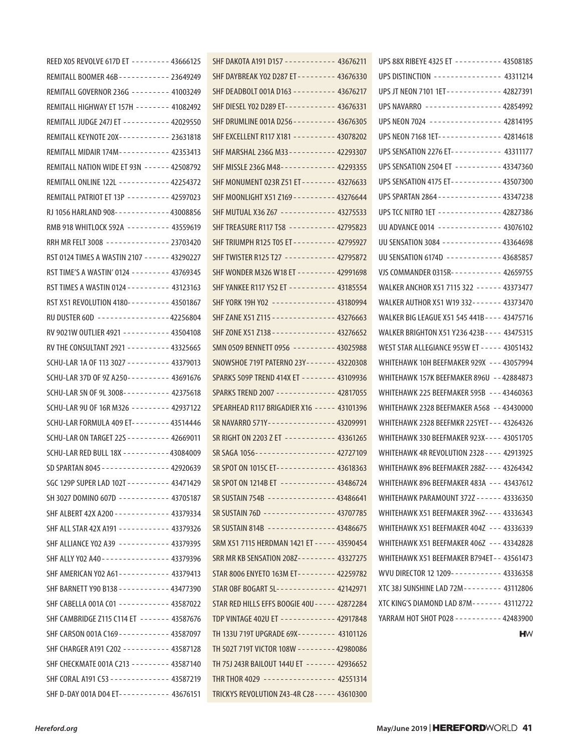REED X05 REVOLVE 617D ET - - - - - - - - - 43666125
REMITALL BOOMER 46B - - - - - - - - - - - - 23649249
REMITALL GOVERNOR 236G - - - - - - - - - 41003249
REMITALL HIGHWAY ET 157H - - - - - - - - 41082492
REMITALL JUDGE 247J ET - - - - - - - - - - - 42029550
REMITALL KEYNOTE 20X - - - - - - - - - - - - 23631818
REMITALL MIDAIR 174M - - - - - - - - - - - - 42353413
REMITALL NATION WIDE ET 93N - - - - - - 42508792
REMITALL ONLINE 122L - - - - - - - - - - - - 42254372
REMITALL PATRIOT ET 13P - - - - - - - - - - 42597023
RJ 1056 HARLAND 908 - - - - - - - - - - - - - 43008856
RMB 918 WHITLOCK 592A - - - - - - - - - - 43559619
RRH MR FELT 3008 - - - - - - - - - - - - - - - 23703420
RST 0124 TIMES A WASTIN 2107 - - - - - - 43290227
RST TIME'S A WASTIN' 0124 - - - - - - - - - 43769345
RST TIMES A WASTIN 0124 - - - - - - - - - - 43123163
RST X51 REVOLUTION 4180 - - - - - - - - - - 43501867
RU DUSTER 60D - - - - - - - - - - - - - - - - - 42256804
RV 9021W OUTLIER 4921 - - - - - - - - - - - 43504108
RV THE CONSULTANT 2921 - - - - - - - - - - 43325665
SCHU-LAR 1A OF 113 3027 - - - - - - - - - - 43379013
SCHU-LAR 37D OF 9Z A250 - - - - - - - - - - 43691676
SCHU-LAR 5N OF 9L 3008 - - - - - - - - - - - 42375618
SCHU-LAR 9U OF 16R M326 - - - - - - - - - 42937122
SCHU-LAR FORMULA 409 ET - - - - - - - - - 43514446
SCHU-LAR ON TARGET 22S - - - - - - - - - - 42669011
SCHU-LAR RED BULL 18X - - - - - - - - - - - 43084009
SD SPARTAN 8045 - - - - - - - - - - - - - - - - 42920639
SGC 129P SUPER LAD 102T - - - - - - - - - - 43471429
SH 3027 DOMINO 607D - - - - - - - - - - - - 43705187
SHF ALBERT 42X A200 - - - - - - - - - - - - - 43379334
SHF ALL STAR 42X A191 - - - - - - - - - - - - 43379326
SHF ALLIANCE Y02 A39 - - - - - - - - - - - - 43379395
SHF ALLY Y02 A40 - - - - - - - - - - - - - - - - 43379396
SHF AMERICAN Y02 A61 - - - - - - - - - - - - 43379413
SHF BARNETT Y90 B138 - - - - - - - - - - - - 43477390
SHF CABELLA 001A C01 - - - - - - - - - - - - 43587022
SHF CAMBRIDGE Z115 C114 ET - - - - - - - 43587676
SHF CARSON 001A C169 - - - - - - - - - - - - 43587097
SHF CHARGER A191 C202 - - - - - - - - - - - 43587128
SHF CHECKMATE 001A C213 - - - - - - - - - 43587140
SHF CORAL A191 C53 - - - - - - - - - - - - - - 43587219
SHF D-DAY 001A D04 ET - - - - - - - - - - - - 43676151
SHF DAKOTA A191 D157 - - - - - - - - - - - - 43676211
SHF DAYBREAK Y02 D287 ET - - - - - - - - - 43676330
SHF DEADBOLT 001A D163 - - - - - - - - - - 43676217
SHF DIESEL Y02 D289 ET - - - - - - - - - - - - 43676331
SHF DRUMLINE 001A D256 - - - - - - - - - - 43676305
SHF EXCELLENT R117 X181 - - - - - - - - - - 43078202
SHF MARSHAL 236G M33 - - - - - - - - - - - 42293307
SHF MISSLE 236G M48 - - - - - - - - - - - - - 42293355
SHF MONUMENT 023R Z51 ET - - - - - - - - 43276633
SHF MOONLIGHT X51 Z169 - - - - - - - - - - 43276644
SHF MUTUAL X36 Z67 - - - - - - - - - - - - - 43275533
SHF TREASURE R117 T58 - - - - - - - - - - - 42795823
SHF TRIUMPH R125 T05 ET - - - - - - - - - - 42795927
SHF TWISTER R125 T27 - - - - - - - - - - - - 42795872
SHF WONDER M326 W18 ET - - - - - - - - - 42991698
SHF YANKEE R117 Y52 ET - - - - - - - - - - - 43185554
SHF YORK 19H Y02 - - - - - - - - - - - - - - - 43180994
SHF ZANE X51 Z115 - - - - - - - - - - - - - - - 43276663
SHF ZONE X51 Z138 - - - - - - - - - - - - - - - 43276652
SMN 0509 BENNETT 0956 - - - - - - - - - - 43025988
SNOWSHOE 719T PATERNO 23Y - - - - - - - 43220308
SPARKS 509P TREND 414X ET - - - - - - - - 43109936
SPARKS TREND 2007 - - - - - - - - - - - - - - 42817055
SPEARHEAD R117 BRIGADIER X16 - - - - - 43101396
SR NAVARRO 571Y - - - - - - - - - - - - - - - - 43209991
SR RIGHT ON 2203 Z ET - - - - - - - - - - - - 43361265
SR SAGA 1056 - - - - - - - - - - - - - - - - - - - 42727109
SR SPOT ON 1015C ET - - - - - - - - - - - - - - 43618363
SR SPOT ON 1214B ET - - - - - - - - - - - - - 43486724
SR SUSTAIN 754B - - - - - - - - - - - - - - - - 43486641
SR SUSTAIN 76D - - - - - - - - - - - - - - - - - 43707785
SR SUSTAIN 814B - - - - - - - - - - - - - - - - 43486675
SRM X51 7115 HERDMAN 1421 ET - - - - - 43590454
SRR MR KB SENSATION 208Z - - - - - - - - - 43327275
STAR 8006 ENYETO 163M ET - - - - - - - - - 42259782
STAR OBF BOGART 5L - - - - - - - - - - - - - - 42142971
STAR RED HILLS EFFS BOOGIE 40U - - - - - 42872284
TDP VINTAGE 402U ET - - - - - - - - - - - - - 42917848
TH 133U 719T UPGRADE 69X - - - - - - - - - 43101126
TH 502T 719T VICTOR 108W - - - - - - - - - 42980086
TH 75J 243R BAILOUT 144U ET - - - - - - - 42936652
THR THOR 4029 - - - - - - - - - - - - - - - - - 42551314
TRICKYS REVOLUTION Z43-4R C28 - - - - - 43610300
UPS 88X RIBEYE 4325 ET - - - - - - - - - - - 43508185
UPS DISTINCTION - - - - - - - - - - - - - - - - 43311214
UPS JT NEON 7101 1ET - - - - - - - - - - - - - 42827391
UPS NAVARRO - - - - - - - - - - - - - - - - - - 42854992
UPS NEON 7024 - - - - - - - - - - - - - - - - - 42814195
UPS NEON 7168 1ET - - - - - - - - - - - - - - - 42814618
UPS SENSATION 2276 ET - - - - - - - - - - - - 43311177
UPS SENSATION 2504 ET - - - - - - - - - - - 43347360
UPS SENSATION 4175 ET - - - - - - - - - - - - 43507300
UPS SPARTAN 2864 - - - - - - - - - - - - - - - 43347238
UPS TCC NITRO 1ET - - - - - - - - - - - - - - - 42827386
UU ADVANCE 0014 - - - - - - - - - - - - - - - 43076102
UU SENSATION 3084 - - - - - - - - - - - - - - 43364698
UU SENSATION 6174D - - - - - - - - - - - - - 43685857
VJS COMMANDER 0315R - - - - - - - - - - - - 42659755
WALKER ANCHOR X51 7115 322 - - - - - - 43373477
WALKER AUTHOR X51 W19 332 - - - - - - - 43373470
WALKER BIG LEAGUE X51 545 441B - - - - 43475716
WALKER BRIGHTON X51 Y236 423B - - - - 43475315
WEST STAR ALLEGIANCE 955W ET - - - - - 43051432
WHITEHAWK 10H BEEFMAKER 929X - - - 43057994
WHITEHAWK 157K BEEFMAKER 896U - - 42884873
WHITEHAWK 225 BEEFMAKER 595B - - - 43460363
WHITEHAWK 2328 BEEFMAKER A568 - - 43430000
WHITEHAWK 2328 BEEFMKR 225YET - - - 43264326
WHITEHAWK 330 BEEFMAKER 923X - - - - 43051705
WHITEHAWK 4R REVOLUTION 2328 - - - - 42913925
WHITEHAWK 896 BEEFMAKER 288Z - - - - 43264342
WHITEHAWK 896 BEEFMAKER 483A - - - 43437612
WHITEHAWK PARAMOUNT 372Z - - - - - - 43336350
WHITEHAWK X51 BEEFMAKER 396Z - - - - 43336343
WHITEHAWK X51 BEEFMAKER 404Z - - - 43336339
WHITEHAWK X51 BEEFMAKER 406Z - - - 43342828
WHITEHAWK X51 BEEFMAKER B794ET - - 43561473
WVU DIRECTOR 12 1209 - - - - - - - - - - - - 43336358
XTC 38J SUNSHINE LAD 72M - - - - - - - - - 43112806
XTC KING'S DIAMOND LAD 87M - - - - - - - 43112722
YARRAM HOT SHOT P028 - - - - - - - - - - - 42483900

HW